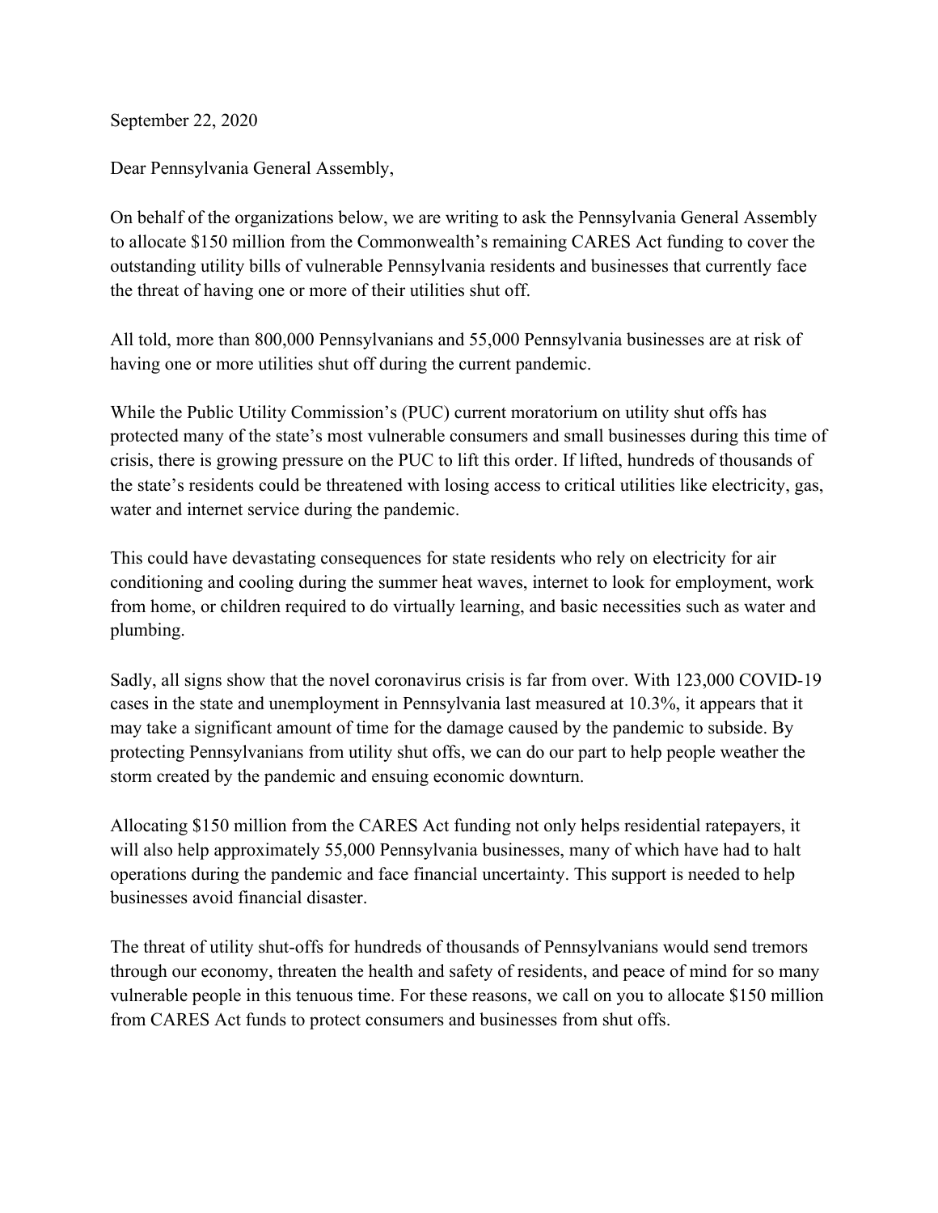September 22, 2020

Dear Pennsylvania General Assembly,

On behalf of the organizations below, we are writing to ask the Pennsylvania General Assembly to allocate $150 million from the Commonwealth's remaining CARES Act funding to cover the outstanding utility bills of vulnerable Pennsylvania residents and businesses that currently face the threat of having one or more of their utilities shut off.

All told, more than 800,000 Pennsylvanians and 55,000 Pennsylvania businesses are at risk of having one or more utilities shut off during the current pandemic.

While the Public Utility Commission's (PUC) current moratorium on utility shut offs has protected many of the state's most vulnerable consumers and small businesses during this time of crisis, there is growing pressure on the PUC to lift this order. If lifted, hundreds of thousands of the state's residents could be threatened with losing access to critical utilities like electricity, gas, water and internet service during the pandemic.

This could have devastating consequences for state residents who rely on electricity for air conditioning and cooling during the summer heat waves, internet to look for employment, work from home, or children required to do virtually learning, and basic necessities such as water and plumbing.

Sadly, all signs show that the novel coronavirus crisis is far from over. With 123,000 COVID-19 cases in the state and unemployment in Pennsylvania last measured at 10.3%, it appears that it may take a significant amount of time for the damage caused by the pandemic to subside. By protecting Pennsylvanians from utility shut offs, we can do our part to help people weather the storm created by the pandemic and ensuing economic downturn.

Allocating $150 million from the CARES Act funding not only helps residential ratepayers, it will also help approximately 55,000 Pennsylvania businesses, many of which have had to halt operations during the pandemic and face financial uncertainty. This support is needed to help businesses avoid financial disaster.

The threat of utility shut-offs for hundreds of thousands of Pennsylvanians would send tremors through our economy, threaten the health and safety of residents, and peace of mind for so many vulnerable people in this tenuous time. For these reasons, we call on you to allocate $150 million from CARES Act funds to protect consumers and businesses from shut offs.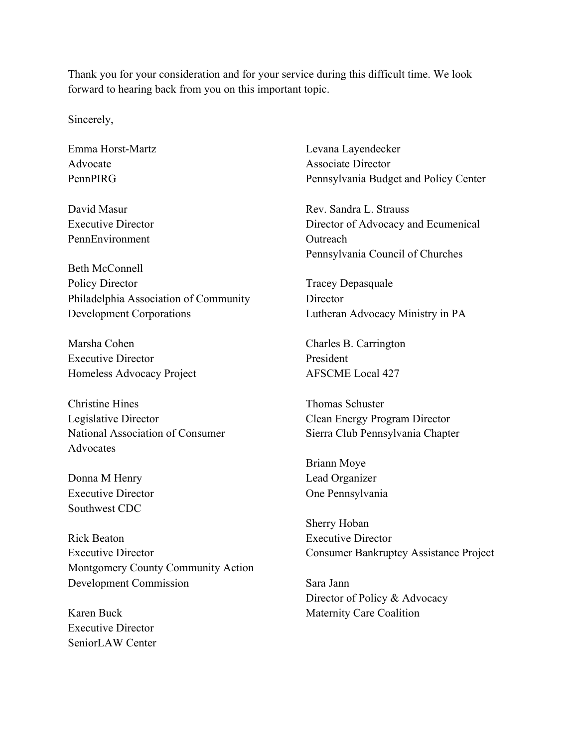Thank you for your consideration and for your service during this difficult time. We look forward to hearing back from you on this important topic.

Sincerely,

Emma Horst-Martz
Advocate
PennPIRG

David Masur
Executive Director
PennEnvironment

Beth McConnell
Policy Director
Philadelphia Association of Community Development Corporations

Marsha Cohen
Executive Director
Homeless Advocacy Project

Christine Hines
Legislative Director
National Association of Consumer Advocates

Donna M Henry
Executive Director
Southwest CDC

Rick Beaton
Executive Director
Montgomery County Community Action Development Commission

Karen Buck
Executive Director
SeniorLAW Center

Levana Layendecker
Associate Director
Pennsylvania Budget and Policy Center

Rev. Sandra L. Strauss
Director of Advocacy and Ecumenical Outreach
Pennsylvania Council of Churches

Tracey Depasquale
Director
Lutheran Advocacy Ministry in PA

Charles B. Carrington
President
AFSCME Local 427

Thomas Schuster
Clean Energy Program Director
Sierra Club Pennsylvania Chapter

Briann Moye
Lead Organizer
One Pennsylvania

Sherry Hoban
Executive Director
Consumer Bankruptcy Assistance Project

Sara Jann
Director of Policy & Advocacy
Maternity Care Coalition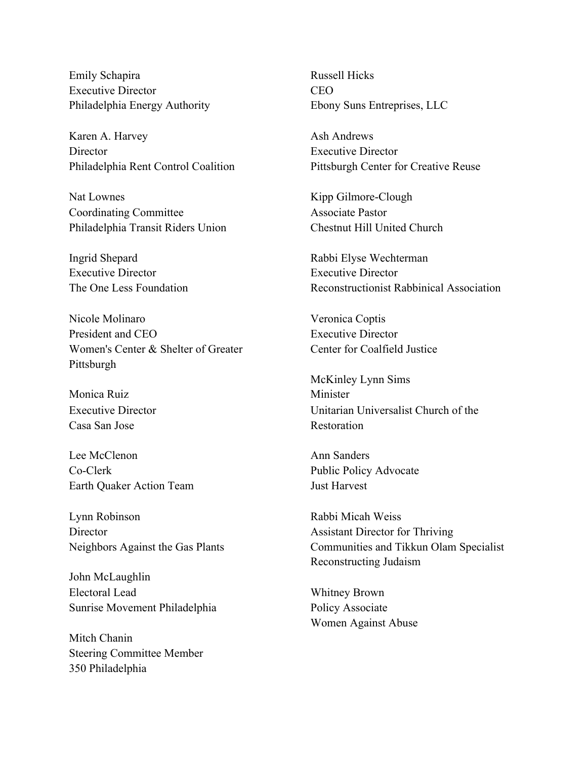Emily Schapira
Executive Director
Philadelphia Energy Authority

Karen A. Harvey
Director
Philadelphia Rent Control Coalition

Nat Lownes
Coordinating Committee
Philadelphia Transit Riders Union

Ingrid Shepard
Executive Director
The One Less Foundation

Nicole Molinaro
President and CEO
Women's Center & Shelter of Greater Pittsburgh

Monica Ruiz
Executive Director
Casa San Jose

Lee McClenon
Co-Clerk
Earth Quaker Action Team

Lynn Robinson
Director
Neighbors Against the Gas Plants

John McLaughlin
Electoral Lead
Sunrise Movement Philadelphia

Mitch Chanin
Steering Committee Member
350 Philadelphia

Russell Hicks
CEO
Ebony Suns Entreprises, LLC

Ash Andrews
Executive Director
Pittsburgh Center for Creative Reuse

Kipp Gilmore-Clough
Associate Pastor
Chestnut Hill United Church

Rabbi Elyse Wechterman
Executive Director
Reconstructionist Rabbinical Association

Veronica Coptis
Executive Director
Center for Coalfield Justice

McKinley Lynn Sims
Minister
Unitarian Universalist Church of the Restoration

Ann Sanders
Public Policy Advocate
Just Harvest

Rabbi Micah Weiss
Assistant Director for Thriving Communities and Tikkun Olam Specialist
Reconstructing Judaism

Whitney Brown
Policy Associate
Women Against Abuse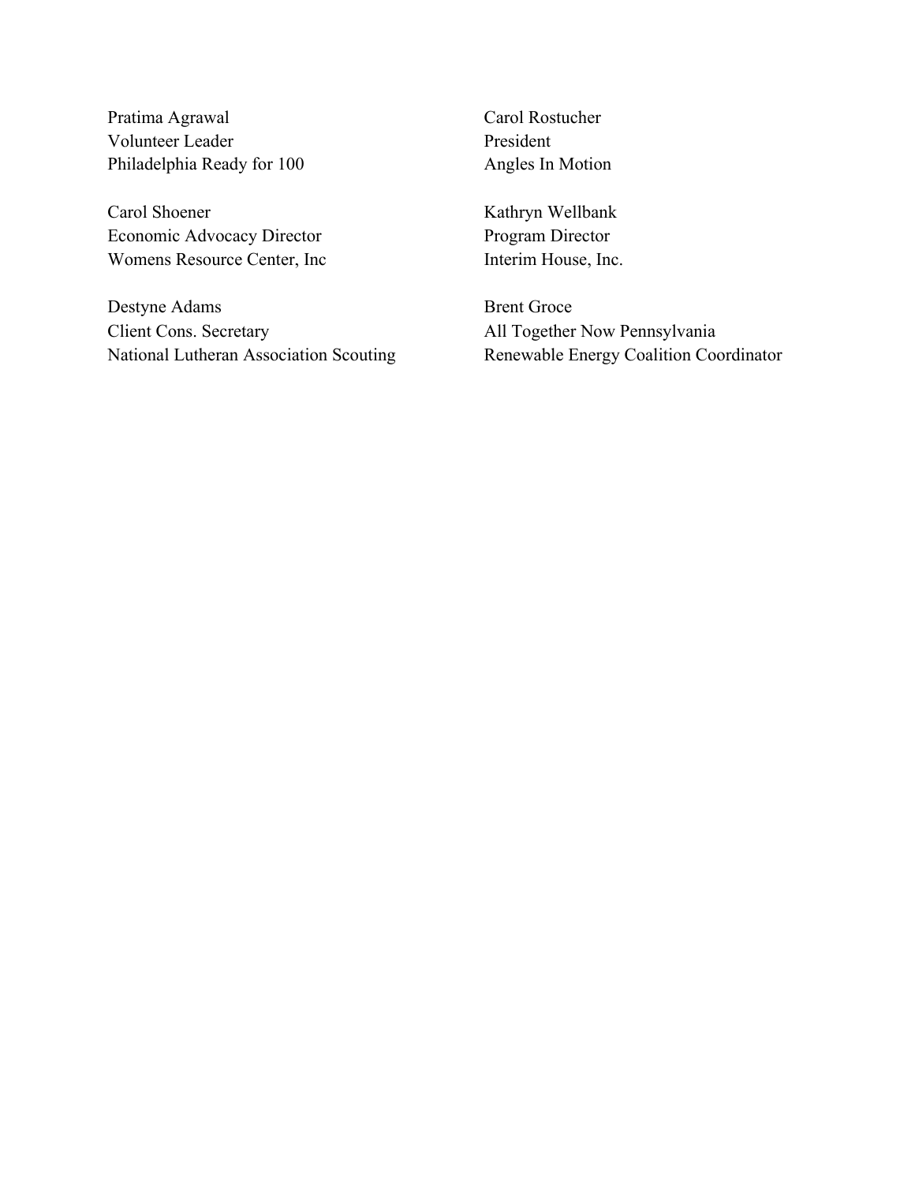Pratima Agrawal
Volunteer Leader
Philadelphia Ready for 100

Carol Rostucher
President
Angles In Motion

Carol Shoener
Economic Advocacy Director
Womens Resource Center, Inc

Kathryn Wellbank
Program Director
Interim House, Inc.

Destyne Adams
Client Cons. Secretary
National Lutheran Association Scouting

Brent Groce
All Together Now Pennsylvania
Renewable Energy Coalition Coordinator